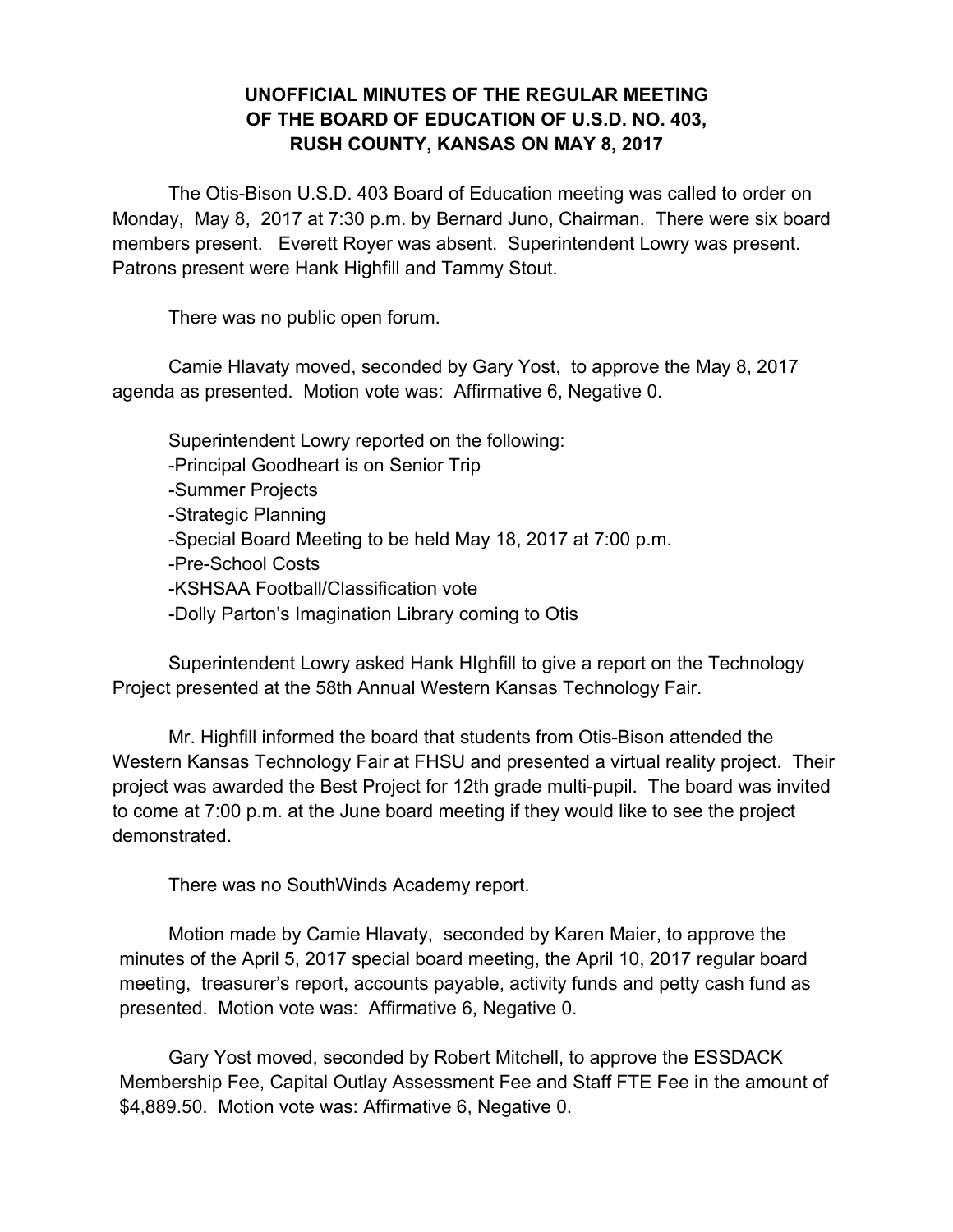# UNOFFICIAL MINUTES OF THE REGULAR MEETING OF THE BOARD OF EDUCATION OF U.S.D. NO. 403, RUSH COUNTY, KANSAS ON MAY 8, 2017

The Otis-Bison U.S.D. 403 Board of Education meeting was called to order on Monday, May 8, 2017 at 7:30 p.m. by Bernard Juno, Chairman. There were six board members present. Everett Royer was absent. Superintendent Lowry was present. Patrons present were Hank Highfill and Tammy Stout.

There was no public open forum.

Camie Hlavaty moved, seconded by Gary Yost, to approve the May 8, 2017 agenda as presented. Motion vote was: Affirmative 6, Negative 0.

Superintendent Lowry reported on the following:

- -Principal Goodheart is on Senior Trip
- -Summer Projects
- -Strategic Planning
- -Special Board Meeting to be held May 18, 2017 at 7:00 p.m.
- -Pre-School Costs
- -KSHSAA Football/Classification vote
- -Dolly Parton's Imagination Library coming to Otis

Superintendent Lowry asked Hank HIghfill to give a report on the Technology Project presented at the 58th Annual Western Kansas Technology Fair.

Mr. Highfill informed the board that students from Otis-Bison attended the Western Kansas Technology Fair at FHSU and presented a virtual reality project. Their project was awarded the Best Project for 12th grade multi-pupil. The board was invited to come at 7:00 p.m. at the June board meeting if they would like to see the project demonstrated.

There was no SouthWinds Academy report.

Motion made by Camie Hlavaty, seconded by Karen Maier, to approve the minutes of the April 5, 2017 special board meeting, the April 10, 2017 regular board meeting, treasurer's report, accounts payable, activity funds and petty cash fund as presented. Motion vote was: Affirmative 6, Negative 0.

Gary Yost moved, seconded by Robert Mitchell, to approve the ESSDACK Membership Fee, Capital Outlay Assessment Fee and Staff FTE Fee in the amount of $4,889.50. Motion vote was: Affirmative 6, Negative 0.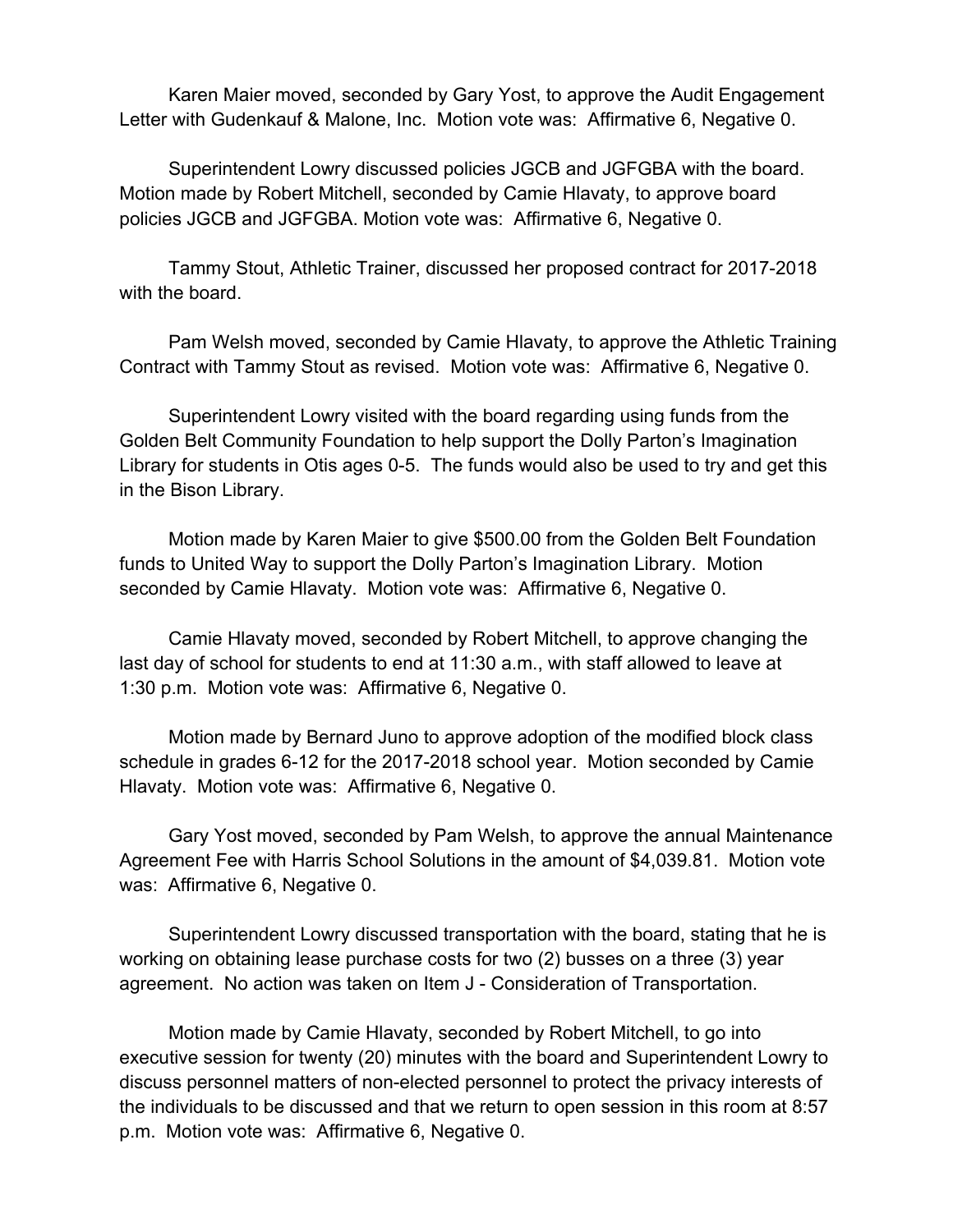Karen Maier moved, seconded by Gary Yost, to approve the Audit Engagement Letter with Gudenkauf & Malone, Inc. Motion vote was: Affirmative 6, Negative 0.

Superintendent Lowry discussed policies JGCB and JGFGBA with the board. Motion made by Robert Mitchell, seconded by Camie Hlavaty, to approve board policies JGCB and JGFGBA. Motion vote was: Affirmative 6, Negative 0.

Tammy Stout, Athletic Trainer, discussed her proposed contract for 2017-2018 with the board.

Pam Welsh moved, seconded by Camie Hlavaty, to approve the Athletic Training Contract with Tammy Stout as revised. Motion vote was: Affirmative 6, Negative 0.

Superintendent Lowry visited with the board regarding using funds from the Golden Belt Community Foundation to help support the Dolly Parton's Imagination Library for students in Otis ages 0-5. The funds would also be used to try and get this in the Bison Library.

Motion made by Karen Maier to give $500.00 from the Golden Belt Foundation funds to United Way to support the Dolly Parton's Imagination Library. Motion seconded by Camie Hlavaty. Motion vote was: Affirmative 6, Negative 0.

Camie Hlavaty moved, seconded by Robert Mitchell, to approve changing the last day of school for students to end at 11:30 a.m., with staff allowed to leave at 1:30 p.m. Motion vote was: Affirmative 6, Negative 0.

Motion made by Bernard Juno to approve adoption of the modified block class schedule in grades 6-12 for the 2017-2018 school year. Motion seconded by Camie Hlavaty. Motion vote was: Affirmative 6, Negative 0.

Gary Yost moved, seconded by Pam Welsh, to approve the annual Maintenance Agreement Fee with Harris School Solutions in the amount of $4,039.81. Motion vote was: Affirmative 6, Negative 0.

Superintendent Lowry discussed transportation with the board, stating that he is working on obtaining lease purchase costs for two (2) busses on a three (3) year agreement. No action was taken on Item J - Consideration of Transportation.

Motion made by Camie Hlavaty, seconded by Robert Mitchell, to go into executive session for twenty (20) minutes with the board and Superintendent Lowry to discuss personnel matters of non-elected personnel to protect the privacy interests of the individuals to be discussed and that we return to open session in this room at 8:57 p.m. Motion vote was: Affirmative 6, Negative 0.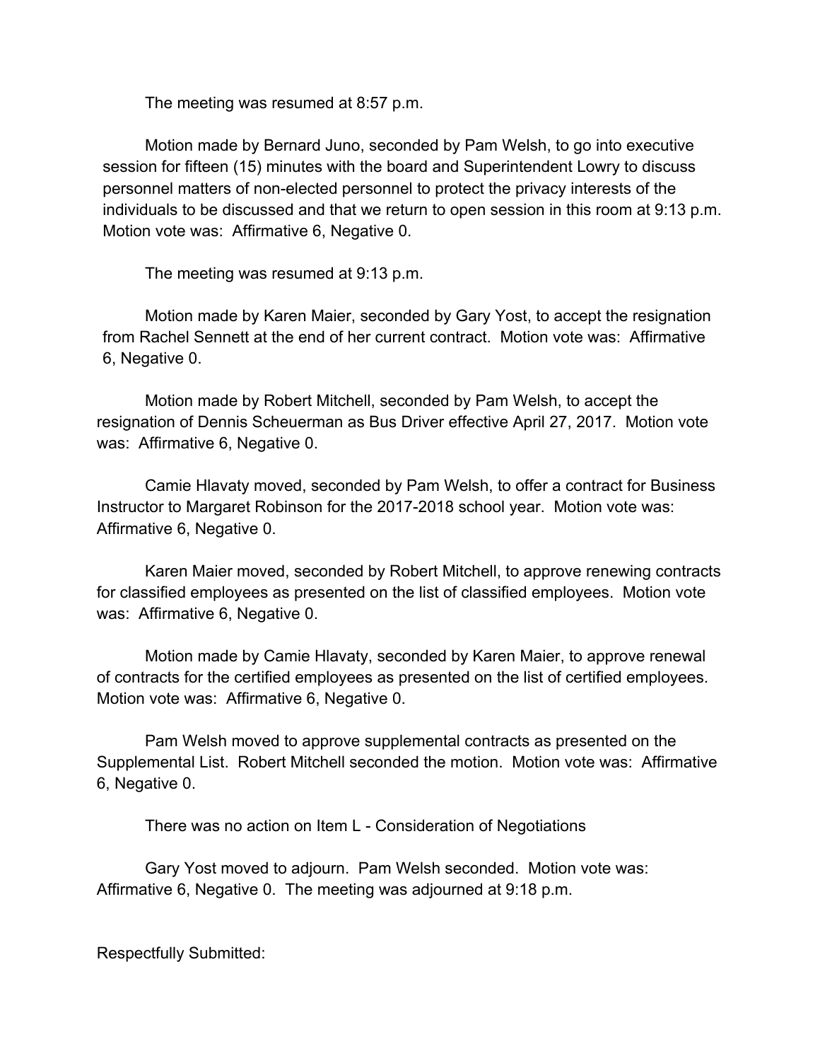The meeting was resumed at 8:57 p.m.

Motion made by Bernard Juno, seconded by Pam Welsh, to go into executive session for fifteen (15) minutes with the board and Superintendent Lowry to discuss personnel matters of non-elected personnel to protect the privacy interests of the individuals to be discussed and that we return to open session in this room at 9:13 p.m. Motion vote was: Affirmative 6, Negative 0.

The meeting was resumed at 9:13 p.m.

Motion made by Karen Maier, seconded by Gary Yost, to accept the resignation from Rachel Sennett at the end of her current contract. Motion vote was: Affirmative 6, Negative 0.

Motion made by Robert Mitchell, seconded by Pam Welsh, to accept the resignation of Dennis Scheuerman as Bus Driver effective April 27, 2017. Motion vote was: Affirmative 6, Negative 0.

Camie Hlavaty moved, seconded by Pam Welsh, to offer a contract for Business Instructor to Margaret Robinson for the 2017-2018 school year. Motion vote was: Affirmative 6, Negative 0.

Karen Maier moved, seconded by Robert Mitchell, to approve renewing contracts for classified employees as presented on the list of classified employees. Motion vote was: Affirmative 6, Negative 0.

Motion made by Camie Hlavaty, seconded by Karen Maier, to approve renewal of contracts for the certified employees as presented on the list of certified employees. Motion vote was: Affirmative 6, Negative 0.

Pam Welsh moved to approve supplemental contracts as presented on the Supplemental List. Robert Mitchell seconded the motion. Motion vote was: Affirmative 6, Negative 0.

There was no action on Item L - Consideration of Negotiations

Gary Yost moved to adjourn. Pam Welsh seconded. Motion vote was: Affirmative 6, Negative 0. The meeting was adjourned at 9:18 p.m.

Respectfully Submitted: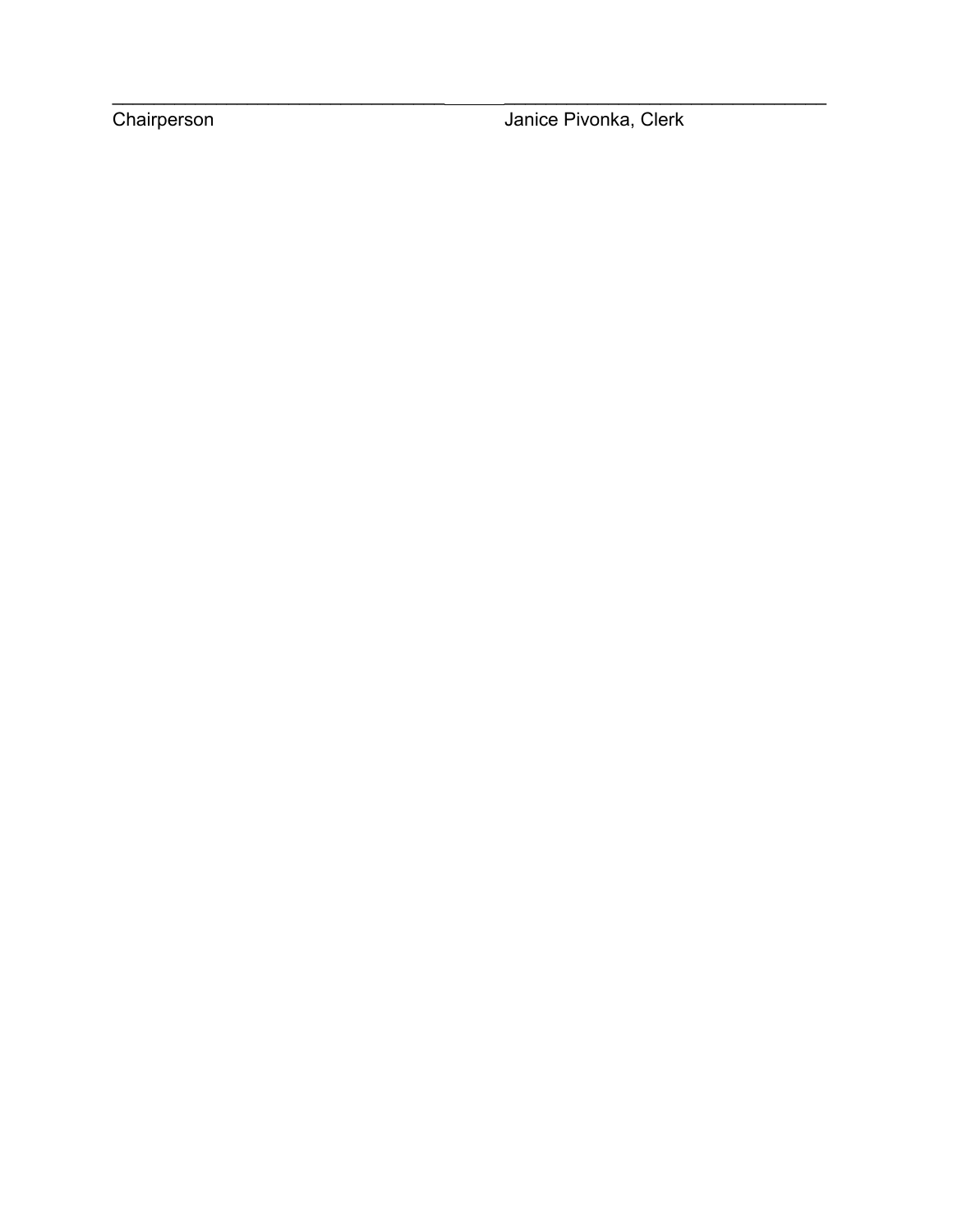\_\_\_\_\_\_\_\_\_\_\_\_\_\_\_\_\_\_\_\_\_\_\_\_\_\_\_\_\_\_\_\_\_\_\_ \_\_\_\_\_\_\_\_\_\_\_\_\_\_\_\_\_\_\_\_\_\_\_\_\_\_\_\_\_\_\_\_\_\_\_

Chairperson Janice Pivonka, Clerk